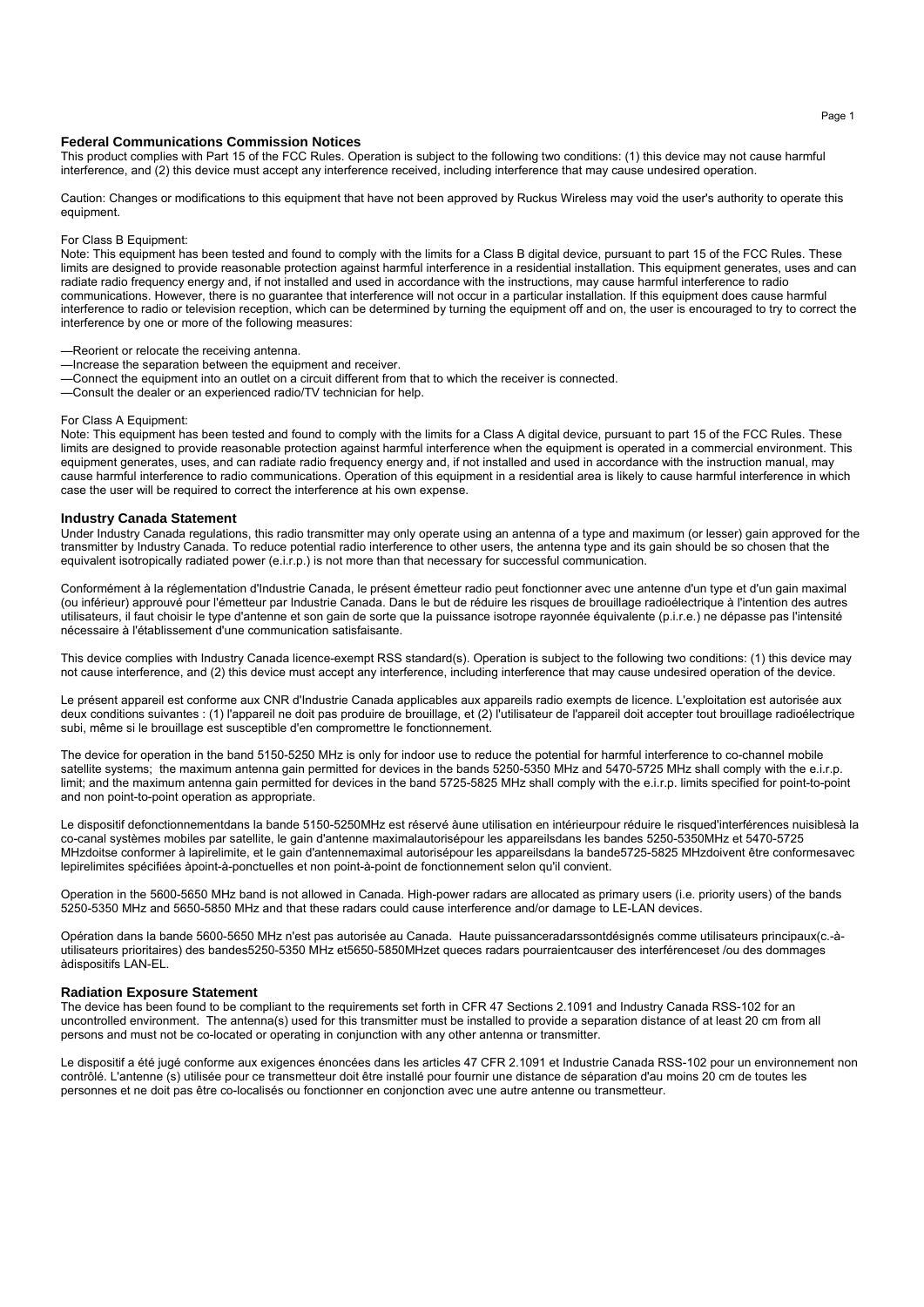## Federal Communications Commission Notices

This product complies with Part 15 of the FCC Rules. Operation is subject to the following two conditions: (1) this device may not cause harmful interference, and (2) this device must accept any interference received, including interference that may cause undesired operation.

Caution: Changes or modifications to this equipment that have not been approved by Ruckus Wireless may void the user's authority to operate this equipment.

For Class B Equipment:
Note: This equipment has been tested and found to comply with the limits for a Class B digital device, pursuant to part 15 of the FCC Rules. These limits are designed to provide reasonable protection against harmful interference in a residential installation. This equipment generates, uses and can radiate radio frequency energy and, if not installed and used in accordance with the instructions, may cause harmful interference to radio communications. However, there is no guarantee that interference will not occur in a particular installation. If this equipment does cause harmful interference to radio or television reception, which can be determined by turning the equipment off and on, the user is encouraged to try to correct the interference by one or more of the following measures:

—Reorient or relocate the receiving antenna.
—Increase the separation between the equipment and receiver.
—Connect the equipment into an outlet on a circuit different from that to which the receiver is connected.
—Consult the dealer or an experienced radio/TV technician for help.

For Class A Equipment:
Note: This equipment has been tested and found to comply with the limits for a Class A digital device, pursuant to part 15 of the FCC Rules. These limits are designed to provide reasonable protection against harmful interference when the equipment is operated in a commercial environment. This equipment generates, uses, and can radiate radio frequency energy and, if not installed and used in accordance with the instruction manual, may cause harmful interference to radio communications. Operation of this equipment in a residential area is likely to cause harmful interference in which case the user will be required to correct the interference at his own expense.

## Industry Canada Statement

Under Industry Canada regulations, this radio transmitter may only operate using an antenna of a type and maximum (or lesser) gain approved for the transmitter by Industry Canada. To reduce potential radio interference to other users, the antenna type and its gain should be so chosen that the equivalent isotropically radiated power (e.i.r.p.) is not more than that necessary for successful communication.

Conformément à la réglementation d'Industrie Canada, le présent émetteur radio peut fonctionner avec une antenne d'un type et d'un gain maximal (ou inférieur) approuvé pour l'émetteur par Industrie Canada. Dans le but de réduire les risques de brouillage radioélectrique à l'intention des autres utilisateurs, il faut choisir le type d'antenne et son gain de sorte que la puissance isotrope rayonnée équivalente (p.i.r.e.) ne dépasse pas l'intensité nécessaire à l'établissement d'une communication satisfaisante.

This device complies with Industry Canada licence-exempt RSS standard(s). Operation is subject to the following two conditions: (1) this device may not cause interference, and (2) this device must accept any interference, including interference that may cause undesired operation of the device.

Le présent appareil est conforme aux CNR d'Industrie Canada applicables aux appareils radio exempts de licence. L'exploitation est autorisée aux deux conditions suivantes : (1) l'appareil ne doit pas produire de brouillage, et (2) l'utilisateur de l'appareil doit accepter tout brouillage radioélectrique subi, même si le brouillage est susceptible d'en compromettre le fonctionnement.

The device for operation in the band 5150-5250 MHz is only for indoor use to reduce the potential for harmful interference to co-channel mobile satellite systems; the maximum antenna gain permitted for devices in the bands 5250-5350 MHz and 5470-5725 MHz shall comply with the e.i.r.p. limit; and the maximum antenna gain permitted for devices in the band 5725-5825 MHz shall comply with the e.i.r.p. limits specified for point-to-point and non point-to-point operation as appropriate.

Le dispositif defonctionnementdans la bande 5150-5250MHz est réservé àune utilisation en intérieurpour réduire le risqued'interférences nuisiblesà la co-canal systèmes mobiles par satellite, le gain d'antenne maximalautorisépour les appareilsdans les bandes 5250-5350MHz et 5470-5725 MHzdoitse conformer à lapirelimite, et le gain d'antennemaximal autorisépour les appareilsdans la bande5725-5825 MHzdoivent être conformesavec lepirelimites spécifiées àpoint-à-ponctuelles et non point-à-point de fonctionnement selon qu'il convient.

Operation in the 5600-5650 MHz band is not allowed in Canada. High-power radars are allocated as primary users (i.e. priority users) of the bands 5250-5350 MHz and 5650-5850 MHz and that these radars could cause interference and/or damage to LE-LAN devices.

Opération dans la bande 5600-5650 MHz n'est pas autorisée au Canada. Haute puissanceradarssontdésignés comme utilisateurs principaux(c.-à-utilisateurs prioritaires) des bandes5250-5350 MHz et5650-5850MHzet queces radars pourraientcauser des interférenceset /ou des dommages àdispositifs LAN-EL.

## Radiation Exposure Statement

The device has been found to be compliant to the requirements set forth in CFR 47 Sections 2.1091 and Industry Canada RSS-102 for an uncontrolled environment. The antenna(s) used for this transmitter must be installed to provide a separation distance of at least 20 cm from all persons and must not be co-located or operating in conjunction with any other antenna or transmitter.

Le dispositif a été jugé conforme aux exigences énoncées dans les articles 47 CFR 2.1091 et Industrie Canada RSS-102 pour un environnement non contrôlé. L'antenne (s) utilisée pour ce transmetteur doit être installé pour fournir une distance de séparation d'au moins 20 cm de toutes les personnes et ne doit pas être co-localisés ou fonctionner en conjonction avec une autre antenne ou transmetteur.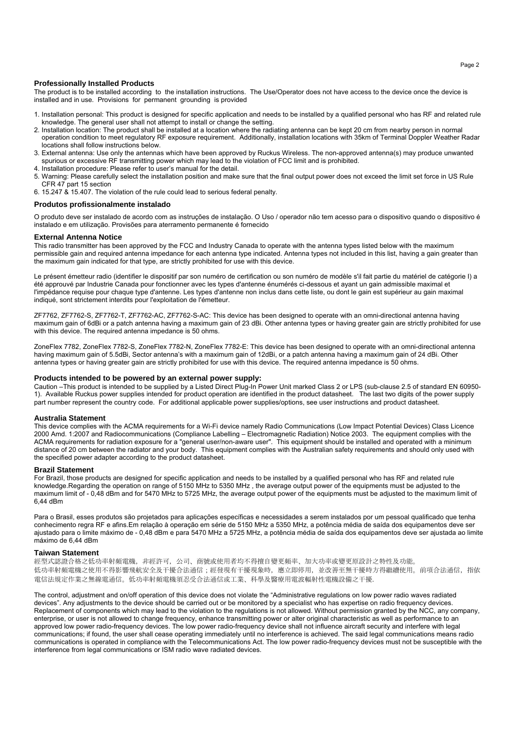## Professionally Installed Products

The product is to be installed according to the installation instructions. The Use/Operator does not have access to the device once the device is installed and in use. Provisions for permanent grounding is provided

1. Installation personal: This product is designed for specific application and needs to be installed by a qualified personal who has RF and related rule knowledge. The general user shall not attempt to install or change the setting.
2. Installation location: The product shall be installed at a location where the radiating antenna can be kept 20 cm from nearby person in normal operation condition to meet regulatory RF exposure requirement. Additionally, installation locations with 35km of Terminal Doppler Weather Radar locations shall follow instructions below.
3. External antenna: Use only the antennas which have been approved by Ruckus Wireless. The non-approved antenna(s) may produce unwanted spurious or excessive RF transmitting power which may lead to the violation of FCC limit and is prohibited.
4. Installation procedure: Please refer to user's manual for the detail.
5. Warning: Please carefully select the installation position and make sure that the final output power does not exceed the limit set force in US Rule CFR 47 part 15 section
6. 15.247 & 15.407. The violation of the rule could lead to serious federal penalty.

## Produtos profissionalmente instalado

O produto deve ser instalado de acordo com as instruções de instalação. O Uso / operador não tem acesso para o dispositivo quando o dispositivo é instalado e em utilização. Provisões para aterramento permanente é fornecido

## External Antenna Notice

This radio transmitter has been approved by the FCC and Industry Canada to operate with the antenna types listed below with the maximum permissible gain and required antenna impedance for each antenna type indicated. Antenna types not included in this list, having a gain greater than the maximum gain indicated for that type, are strictly prohibited for use with this device.

Le présent émetteur radio (identifier le dispositif par son numéro de certification ou son numéro de modèle s'il fait partie du matériel de catégorie I) a été approuvé par Industrie Canada pour fonctionner avec les types d'antenne énumérés ci-dessous et ayant un gain admissible maximal et l'impédance requise pour chaque type d'antenne. Les types d'antenne non inclus dans cette liste, ou dont le gain est supérieur au gain maximal indiqué, sont strictement interdits pour l'exploitation de l'émetteur.

ZF7762, ZF7762-S, ZF7762-T, ZF7762-AC, ZF7762-S-AC: This device has been designed to operate with an omni-directional antenna having maximum gain of 6dBi or a patch antenna having a maximum gain of 23 dBi. Other antenna types or having greater gain are strictly prohibited for use with this device. The required antenna impedance is 50 ohms.

ZoneFlex 7782, ZoneFlex 7782-S, ZoneFlex 7782-N, ZoneFlex 7782-E: This device has been designed to operate with an omni-directional antenna having maximum gain of 5.5dBi, Sector antenna's with a maximum gain of 12dBi, or a patch antenna having a maximum gain of 24 dBi. Other antenna types or having greater gain are strictly prohibited for use with this device. The required antenna impedance is 50 ohms.

## Products intended to be powered by an external power supply:

Caution –This product is intended to be supplied by a Listed Direct Plug-In Power Unit marked Class 2 or LPS (sub-clause 2.5 of standard EN 60950-1). Available Ruckus power supplies intended for product operation are identified in the product datasheet. The last two digits of the power supply part number represent the country code. For additional applicable power supplies/options, see user instructions and product datasheet.

## Australia Statement

This device complies with the ACMA requirements for a Wi-Fi device namely Radio Communications (Low Impact Potential Devices) Class Licence 2000 Amd. 1:2007 and Radiocommunications (Compliance Labelling – Electromagnetic Radiation) Notice 2003. The equipment complies with the ACMA requirements for radiation exposure for a "general user/non-aware user". This equipment should be installed and operated with a minimum distance of 20 cm between the radiator and your body. This equipment complies with the Australian safety requirements and should only used with the specified power adapter according to the product datasheet.

## Brazil Statement

For Brazil, those products are designed for specific application and needs to be installed by a qualified personal who has RF and related rule knowledge.Regarding the operation on range of 5150 MHz to 5350 MHz , the average output power of the equipments must be adjusted to the maximum limit of - 0,48 dBm and for 5470 MHz to 5725 MHz, the average output power of the equipments must be adjusted to the maximum limit of 6,44 dBm

Para o Brasil, esses produtos são projetados para aplicações especificas e necessidades a serem instalados por um pessoal qualificado que tenha conhecimento regra RF e afins.Em relação à operação em série de 5150 MHz a 5350 MHz, a potência média de saída dos equipamentos deve ser ajustado para o limite máximo de - 0,48 dBm e para 5470 MHz a 5725 MHz, a potência média de saída dos equipamentos deve ser ajustada ao limite máximo de 6,44 dBm

## Taiwan Statement

經型式認證合格之低功率射頻電機，非經許可，公司、商號或使用者均不得擅自變更頻率、加大功率或變更原設計之特性及功能。
低功率射頻電機之使用不得影響飛航安全及干擾合法通信；經發現有干擾現象時，應立即停用，並改善至無干擾時方得繼續使用。前項合法通信，指依電信法規定作業之無線電通信。低功率射頻電機須忍受合法通信或工業、科學及醫療用電波輻射性電機設備之干擾.

The control, adjustment and on/off operation of this device does not violate the "Administrative regulations on low power radio waves radiated devices". Any adjustments to the device should be carried out or be monitored by a specialist who has expertise on radio frequency devices. Replacement of components which may lead to the violation to the regulations is not allowed. Without permission granted by the NCC, any company, enterprise, or user is not allowed to change frequency, enhance transmitting power or alter original characteristic as well as performance to an approved low power radio-frequency devices. The low power radio-frequency device shall not influence aircraft security and interfere with legal communications; if found, the user shall cease operating immediately until no interference is achieved. The said legal communications means radio communications is operated in compliance with the Telecommunications Act. The low power radio-frequency devices must not be susceptible with the interference from legal communications or ISM radio wave radiated devices.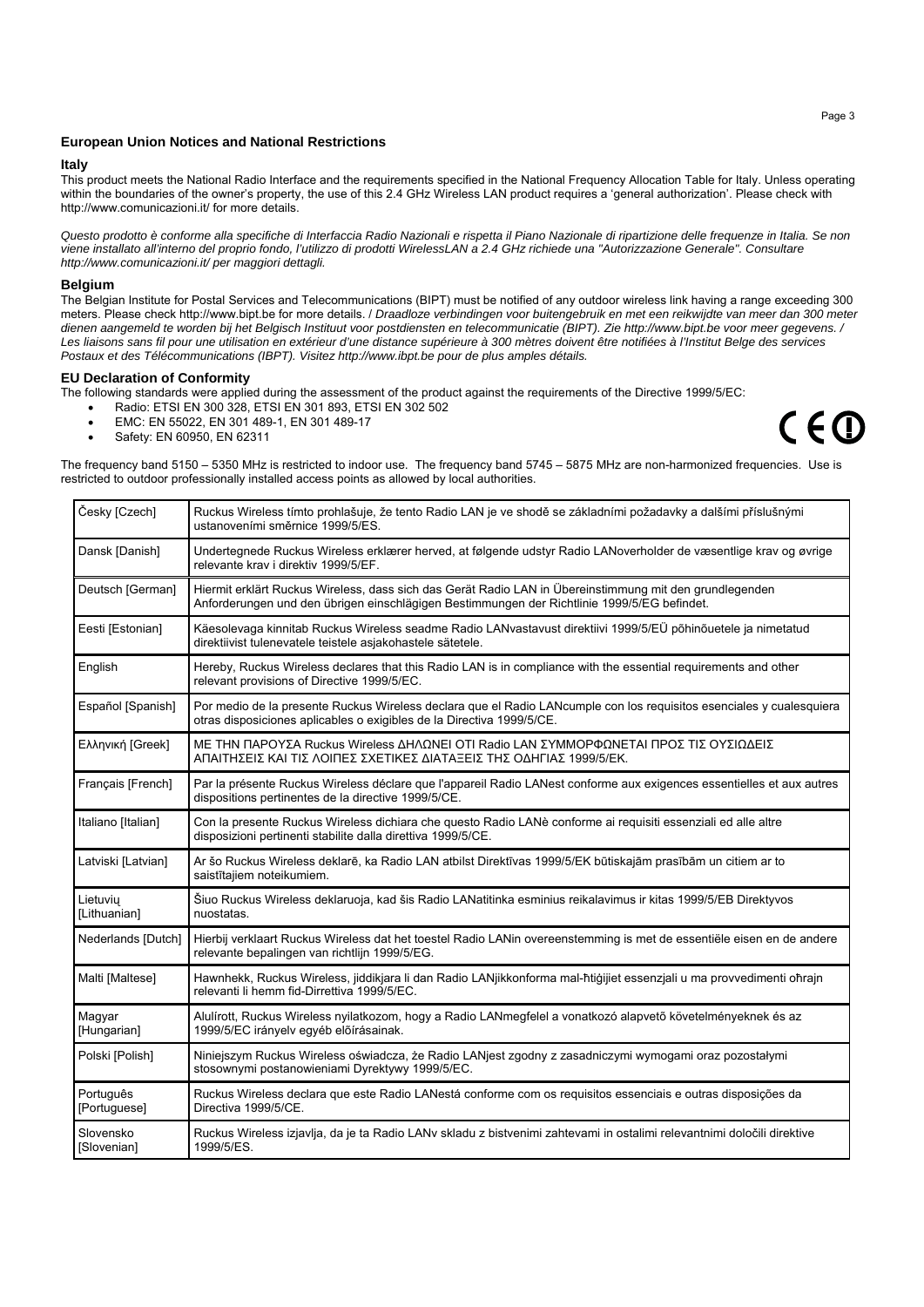## European Union Notices and National Restrictions

### Italy

This product meets the National Radio Interface and the requirements specified in the National Frequency Allocation Table for Italy. Unless operating within the boundaries of the owner's property, the use of this 2.4 GHz Wireless LAN product requires a 'general authorization'. Please check with http://www.comunicazioni.it/ for more details.

*Questo prodotto è conforme alla specifiche di Interfaccia Radio Nazionali e rispetta il Piano Nazionale di ripartizione delle frequenze in Italia. Se non viene installato all'interno del proprio fondo, l'utilizzo di prodotti WirelessLAN a 2.4 GHz richiede una "Autorizzazione Generale". Consultare http://www.comunicazioni.it/ per maggiori dettagli.*

### Belgium

The Belgian Institute for Postal Services and Telecommunications (BIPT) must be notified of any outdoor wireless link having a range exceeding 300 meters. Please check http://www.bipt.be for more details. / *Draadloze verbindingen voor buitengebruik en met een reikwijdte van meer dan 300 meter dienen aangemeld te worden bij het Belgisch Instituut voor postdiensten en telecommunicatie (BIPT). Zie http://www.bipt.be voor meer gegevens. / Les liaisons sans fil pour une utilisation en extérieur d'une distance supérieure à 300 mètres doivent être notifiées à l'Institut Belge des services Postaux et des Télécommunications (IBPT). Visitez http://www.ibpt.be pour de plus amples détails.*

### EU Declaration of Conformity

The following standards were applied during the assessment of the product against the requirements of the Directive 1999/5/EC:

- Radio: ETSI EN 300 328, ETSI EN 301 893, ETSI EN 302 502
- EMC: EN 55022, EN 301 489-1, EN 301 489-17
- Safety: EN 60950, EN 62311

CE ⓘ

The frequency band 5150 – 5350 MHz is restricted to indoor use. The frequency band 5745 – 5875 MHz are non-harmonized frequencies. Use is restricted to outdoor professionally installed access points as allowed by local authorities.

| Language | Declaration |
|---|---|
| Česky [Czech] | Ruckus Wireless tímto prohlašuje, že tento Radio LAN je ve shodě se základními požadavky a dalšími příslušnými ustanoveními směrnice 1999/5/ES. |
| Dansk [Danish] | Undertegnede Ruckus Wireless erklærer herved, at følgende udstyr Radio LANoverholder de væsentlige krav og øvrige relevante krav i direktiv 1999/5/EF. |
| Deutsch [German] | Hiermit erklärt Ruckus Wireless, dass sich das Gerät Radio LAN in Übereinstimmung mit den grundlegenden Anforderungen und den übrigen einschlägigen Bestimmungen der Richtlinie 1999/5/EG befindet. |
| Eesti [Estonian] | Käesolevaga kinnitab Ruckus Wireless seadme Radio LANvastavust direktiivi 1999/5/EÜ põhinõuetele ja nimetatud direktiivist tulenevatele teistele asjakohastele sätetele. |
| English | Hereby, Ruckus Wireless declares that this Radio LAN is in compliance with the essential requirements and other relevant provisions of Directive 1999/5/EC. |
| Español [Spanish] | Por medio de la presente Ruckus Wireless declara que el Radio LANcumple con los requisitos esenciales y cualesquiera otras disposiciones aplicables o exigibles de la Directiva 1999/5/CE. |
| Ελληνική [Greek] | ΜΕ ΤΗΝ ΠΑΡΟΥΣΑ Ruckus Wireless ΔΗΛΩΝΕΙ ΟΤΙ Radio LAN ΣΥΜΜΟΡΦΩΝΕΤΑΙ ΠΡΟΣ ΤΙΣ ΟΥΣΙΩΔΕΙΣ ΑΠΑΙΤΗΣΕΙΣ ΚΑΙ ΤΙΣ ΛΟΙΠΕΣ ΣΧΕΤΙΚΕΣ ΔΙΑΤΑΞΕΙΣ ΤΗΣ ΟΔΗΓΙΑΣ 1999/5/ΕΚ. |
| Français [French] | Par la présente Ruckus Wireless déclare que l'appareil Radio LANest conforme aux exigences essentielles et aux autres dispositions pertinentes de la directive 1999/5/CE. |
| Italiano [Italian] | Con la presente Ruckus Wireless dichiara che questo Radio LANè conforme ai requisiti essenziali ed alle altre disposizioni pertinenti stabilite dalla direttiva 1999/5/CE. |
| Latviski [Latvian] | Ar šo Ruckus Wireless deklarē, ka Radio LAN atbilst Direktīvas 1999/5/EK būtiskajām prasībām un citiem ar to saistītajiem noteikumiem. |
| Lietuvių [Lithuanian] | Šiuo Ruckus Wireless deklaruoja, kad šis Radio LANatitinka esminius reikalavimus ir kitas 1999/5/EB Direktyvos nuostatas. |
| Nederlands [Dutch] | Hierbij verklaart Ruckus Wireless dat het toestel Radio LANin overeenstemming is met de essentiële eisen en de andere relevante bepalingen van richtlijn 1999/5/EG. |
| Malti [Maltese] | Hawnhekk, Ruckus Wireless, jiddikjara li dan Radio LANjikkonforma mal-ħtiġijiet essenzjali u ma provvedimenti oħrajn relevanti li hemm fid-Dirrettiva 1999/5/EC. |
| Magyar [Hungarian] | Alulírott, Ruckus Wireless nyilatkozom, hogy a Radio LANmegfelel a vonatkozó alapvető követelményeknek és az 1999/5/EC irányelv egyéb előírásainak. |
| Polski [Polish] | Niniejszym Ruckus Wireless oświadcza, że Radio LANjest zgodny z zasadniczymi wymogami oraz pozostałymi stosownymi postanowieniami Dyrektywy 1999/5/EC. |
| Português [Portuguese] | Ruckus Wireless declara que este Radio LANestá conforme com os requisitos essenciais e outras disposições da Directiva 1999/5/CE. |
| Slovensko [Slovenian] | Ruckus Wireless izjavlja, da je ta Radio LANv skladu z bistvenimi zahtevami in ostalimi relevantnimi določili direktive 1999/5/ES. |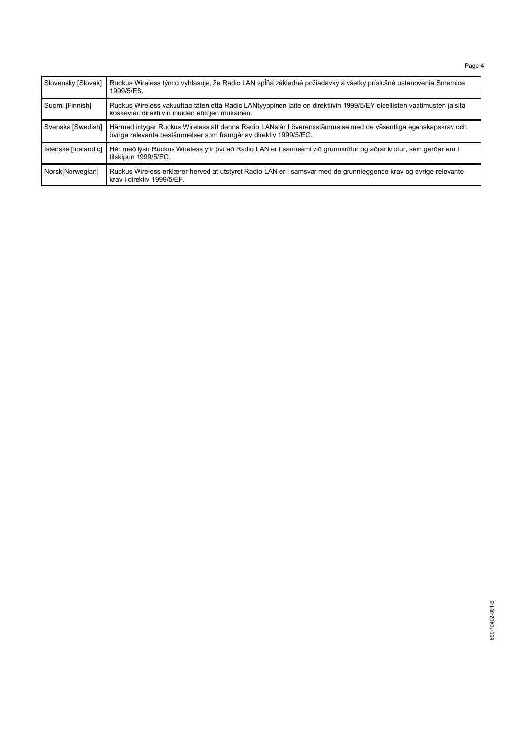| | |
|---|---|
| Slovensky [Slovak] | Ruckus Wireless týmto vyhlasuje, že Radio LAN spĺňa základné požiadavky a všetky príslušné ustanovenia Smernice 1999/5/ES. |
| Suomi [Finnish] | Ruckus Wireless vakuuttaa täten että Radio LANtyyppinen laite on direktiivin 1999/5/EY oleellisten vaatimusten ja sitä koskevien direktiivin muiden ehtojen mukainen. |
| Svenska [Swedish] | Härmed intygar Ruckus Wireless att denna Radio LANstår I överensstämmelse med de väsentliga egenskapskrav och övriga relevanta bestämmelser som framgår av direktiv 1999/5/EG. |
| Íslenska [Icelandic] | Hér með lýsir Ruckus Wireless yfir því að Radio LAN er í samræmi við grunnkröfur og aðrar kröfur, sem gerðar eru í tilskipun 1999/5/EC. |
| Norsk[Norwegian] | Ruckus Wireless erklærer herved at utstyret Radio LAN er i samsvar med de grunnleggende krav og øvrige relevante krav i direktiv 1999/5/EF. |

800-70402-001-B